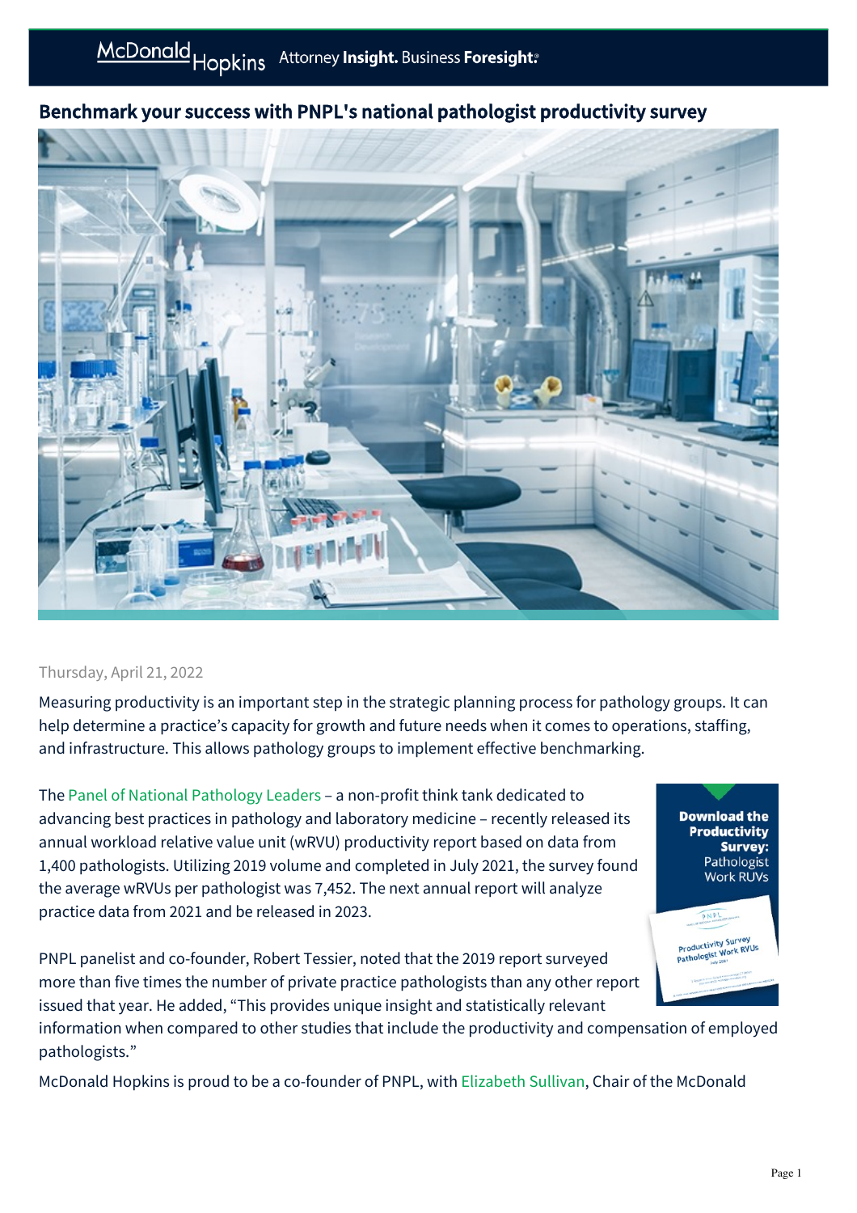# Benchmark your success with PNPL's national pathologist productivity survey

Thursday, April 21, 2022

Measuring productivity is an important step in the strategic planning process for pathology groups. It can help determine a practice's capacity for growth and future needs when it comes to operations, staffing, and infrastructure. This allows pathology groups to implement effective benchmarking.

The Panel of National Pathology Leaders – a non-profit think tank dedicated to advancing best practices in pathology and laboratory medicine – recently released its annual workload relative value unit (wRVU) productivity report based on data from 1,400 pathologists. Utilizing 2019 volume and completed in July 2021, the survey found the average wRVUs per pathologist was 7,452. The next annual report will analyze practice data from 2021 and be released in 2023.

**Download the Productivity Survey:** Pathologist Work RUVs

PNPL panelist and co-founder, Robert Tessier, noted that the 2019 report surveyed more than five times the number of private practice pathologists than any other report issued that year. He added, "This provides unique insight and statistically relevant information when compared to other studies that include the productivity and compensation of employed pathologists."

McDonald Hopkins is proud to be a co-founder of PNPL, with Elizabeth Sullivan, Chair of the McDonald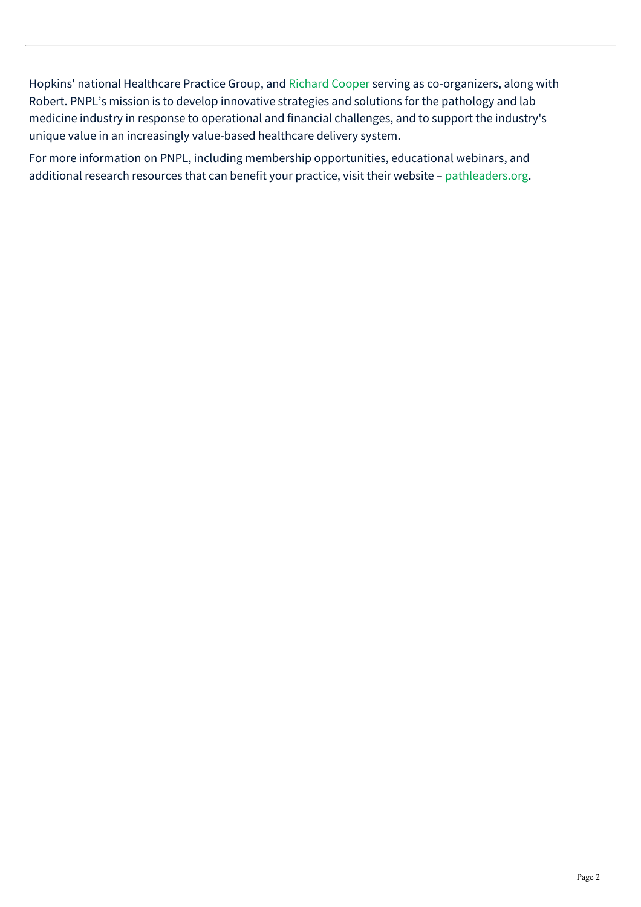Hopkins' national Healthcare Practice Group, and Richard Cooper serving as co-organizers, along with Robert. PNPL's mission is to develop innovative strategies and solutions for the pathology and lab medicine industry in response to operational and financial challenges, and to support the industry's unique value in an increasingly value-based healthcare delivery system.

For more information on PNPL, including membership opportunities, educational webinars, and additional research resources that can benefit your practice, visit their website – pathleaders.org.